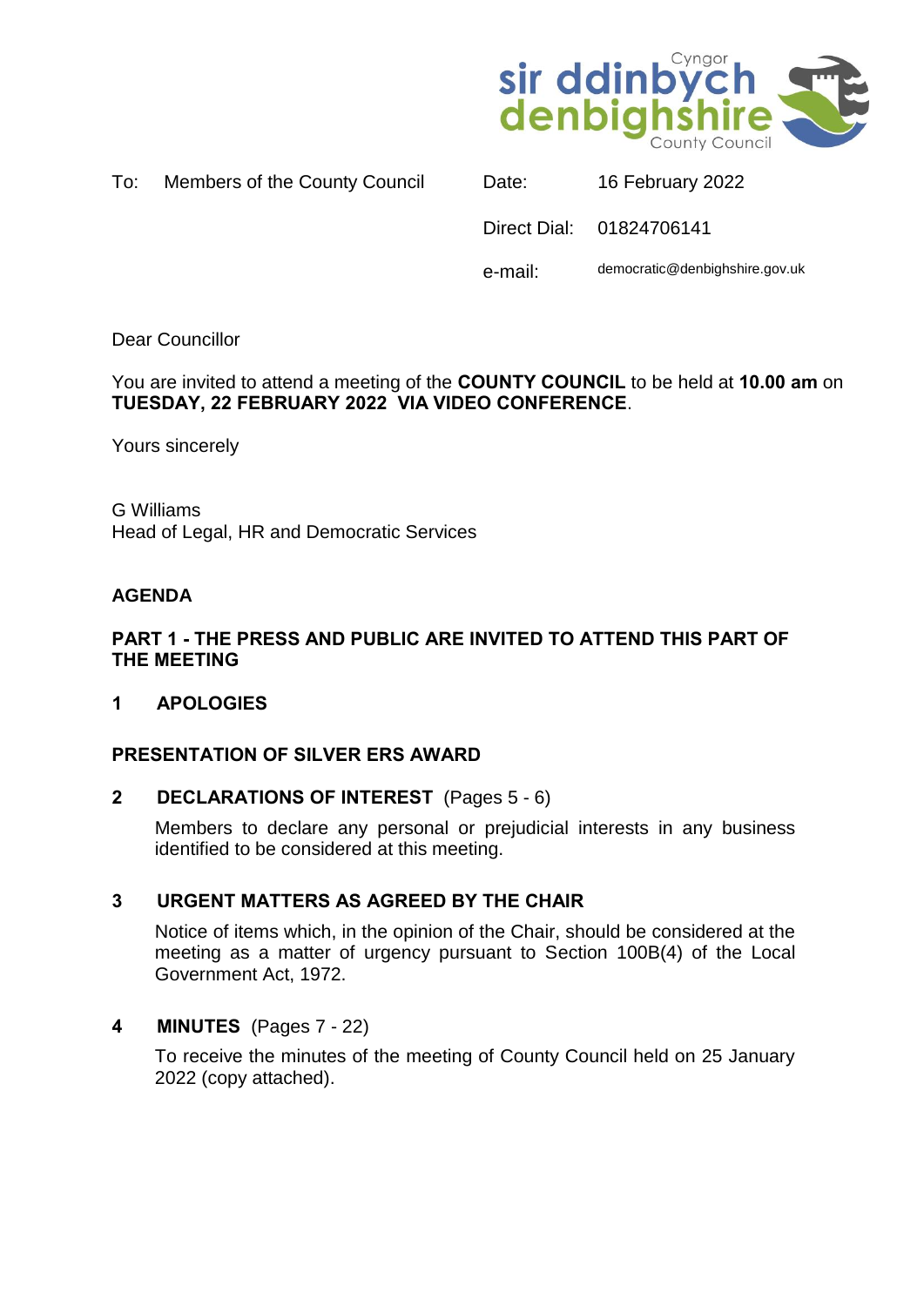Cyngor sir ddinbych denbighshire County Council

To: Members of the County Council

| | |
|---|---|
| Date: | 16 February 2022 |
| Direct Dial: | 01824706141 |
| e-mail: | democratic@denbighshire.gov.uk |

Dear Councillor

You are invited to attend a meeting of the **COUNTY COUNCIL** to be held at **10.00 am** on **TUESDAY, 22 FEBRUARY 2022 VIA VIDEO CONFERENCE**.

Yours sincerely

G Williams
Head of Legal, HR and Democratic Services

## AGENDA

### PART 1 - THE PRESS AND PUBLIC ARE INVITED TO ATTEND THIS PART OF THE MEETING

**1 APOLOGIES**

**PRESENTATION OF SILVER ERS AWARD**

**2 DECLARATIONS OF INTEREST** (Pages 5 - 6)

Members to declare any personal or prejudicial interests in any business identified to be considered at this meeting.

**3 URGENT MATTERS AS AGREED BY THE CHAIR**

Notice of items which, in the opinion of the Chair, should be considered at the meeting as a matter of urgency pursuant to Section 100B(4) of the Local Government Act, 1972.

**4 MINUTES** (Pages 7 - 22)

To receive the minutes of the meeting of County Council held on 25 January 2022 (copy attached).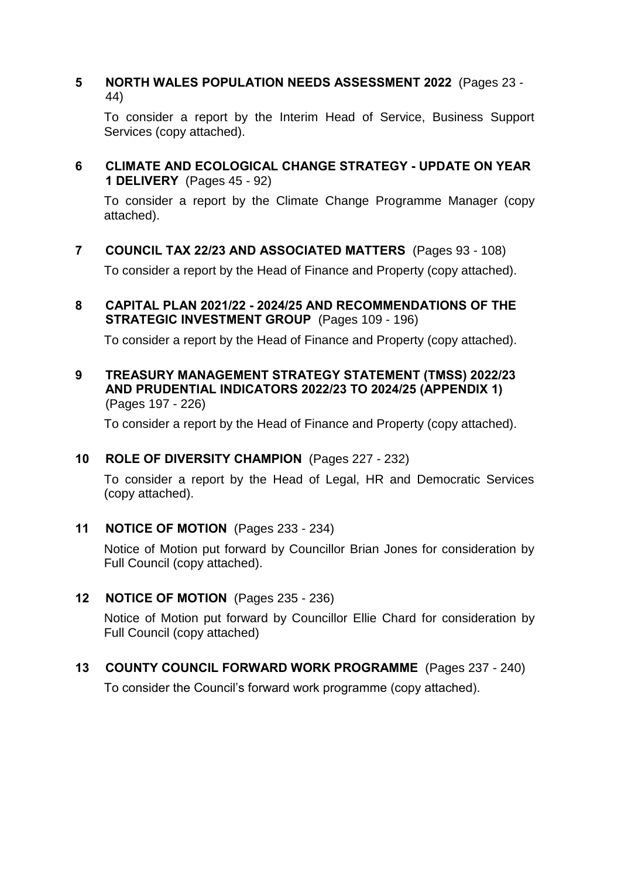**5 NORTH WALES POPULATION NEEDS ASSESSMENT 2022** (Pages 23 - 44)

To consider a report by the Interim Head of Service, Business Support Services (copy attached).

**6 CLIMATE AND ECOLOGICAL CHANGE STRATEGY - UPDATE ON YEAR 1 DELIVERY** (Pages 45 - 92)

To consider a report by the Climate Change Programme Manager (copy attached).

**7 COUNCIL TAX 22/23 AND ASSOCIATED MATTERS** (Pages 93 - 108)

To consider a report by the Head of Finance and Property (copy attached).

**8 CAPITAL PLAN 2021/22 - 2024/25 AND RECOMMENDATIONS OF THE STRATEGIC INVESTMENT GROUP** (Pages 109 - 196)

To consider a report by the Head of Finance and Property (copy attached).

**9 TREASURY MANAGEMENT STRATEGY STATEMENT (TMSS) 2022/23 AND PRUDENTIAL INDICATORS 2022/23 TO 2024/25 (APPENDIX 1)** (Pages 197 - 226)

To consider a report by the Head of Finance and Property (copy attached).

**10 ROLE OF DIVERSITY CHAMPION** (Pages 227 - 232)

To consider a report by the Head of Legal, HR and Democratic Services (copy attached).

**11 NOTICE OF MOTION** (Pages 233 - 234)

Notice of Motion put forward by Councillor Brian Jones for consideration by Full Council (copy attached).

**12 NOTICE OF MOTION** (Pages 235 - 236)

Notice of Motion put forward by Councillor Ellie Chard for consideration by Full Council (copy attached)

**13 COUNTY COUNCIL FORWARD WORK PROGRAMME** (Pages 237 - 240)

To consider the Council's forward work programme (copy attached).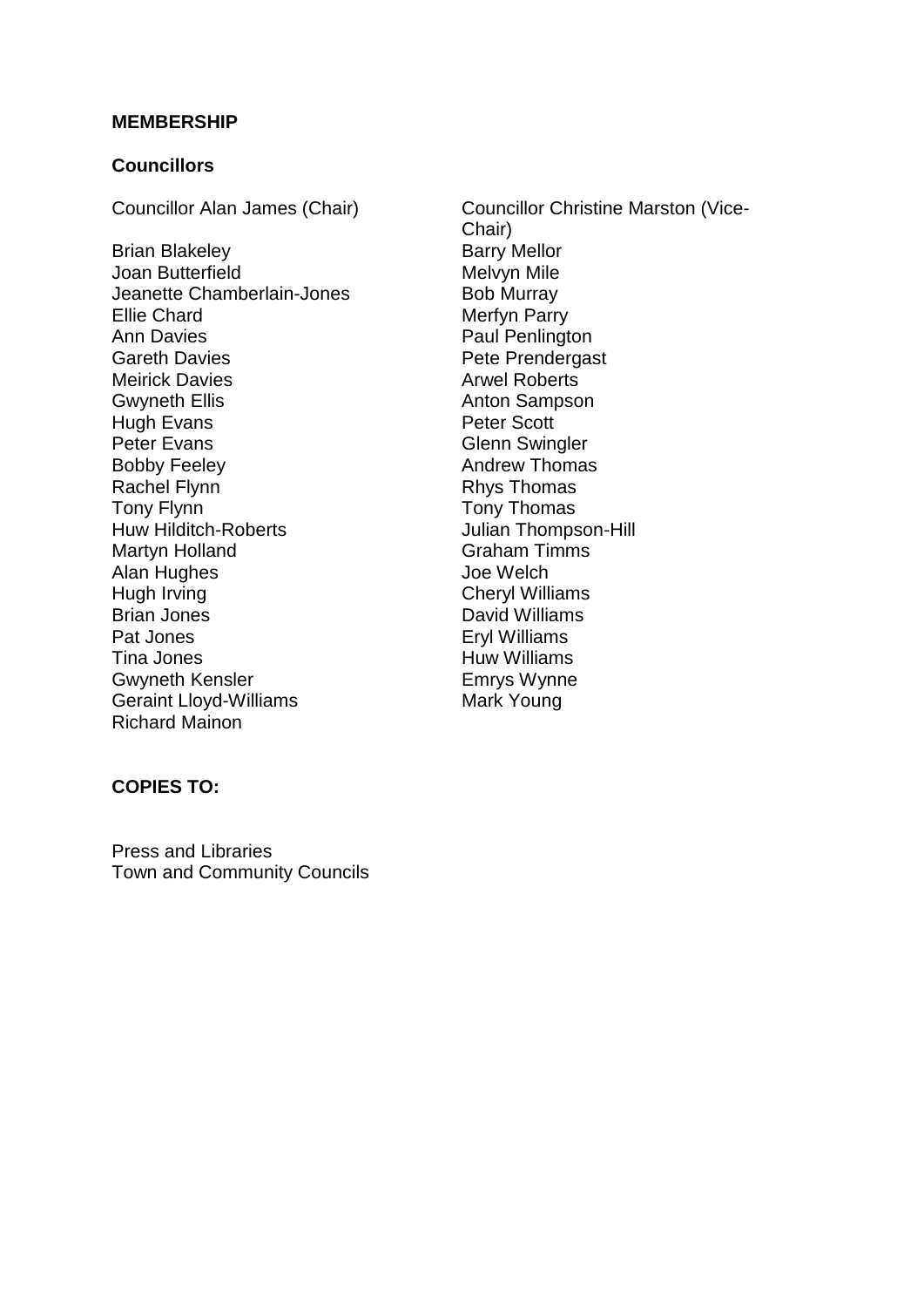**MEMBERSHIP**

**Councillors**

Councillor Alan James (Chair)

Brian Blakeley
Joan Butterfield
Jeanette Chamberlain-Jones
Ellie Chard
Ann Davies
Gareth Davies
Meirick Davies
Gwyneth Ellis
Hugh Evans
Peter Evans
Bobby Feeley
Rachel Flynn
Tony Flynn
Huw Hilditch-Roberts
Martyn Holland
Alan Hughes
Hugh Irving
Brian Jones
Pat Jones
Tina Jones
Gwyneth Kensler
Geraint Lloyd-Williams
Richard Mainon

Councillor Christine Marston (Vice-Chair)
Barry Mellor
Melvyn Mile
Bob Murray
Merfyn Parry
Paul Penlington
Pete Prendergast
Arwel Roberts
Anton Sampson
Peter Scott
Glenn Swingler
Andrew Thomas
Rhys Thomas
Tony Thomas
Julian Thompson-Hill
Graham Timms
Joe Welch
Cheryl Williams
David Williams
Eryl Williams
Huw Williams
Emrys Wynne
Mark Young

**COPIES TO:**

Press and Libraries
Town and Community Councils